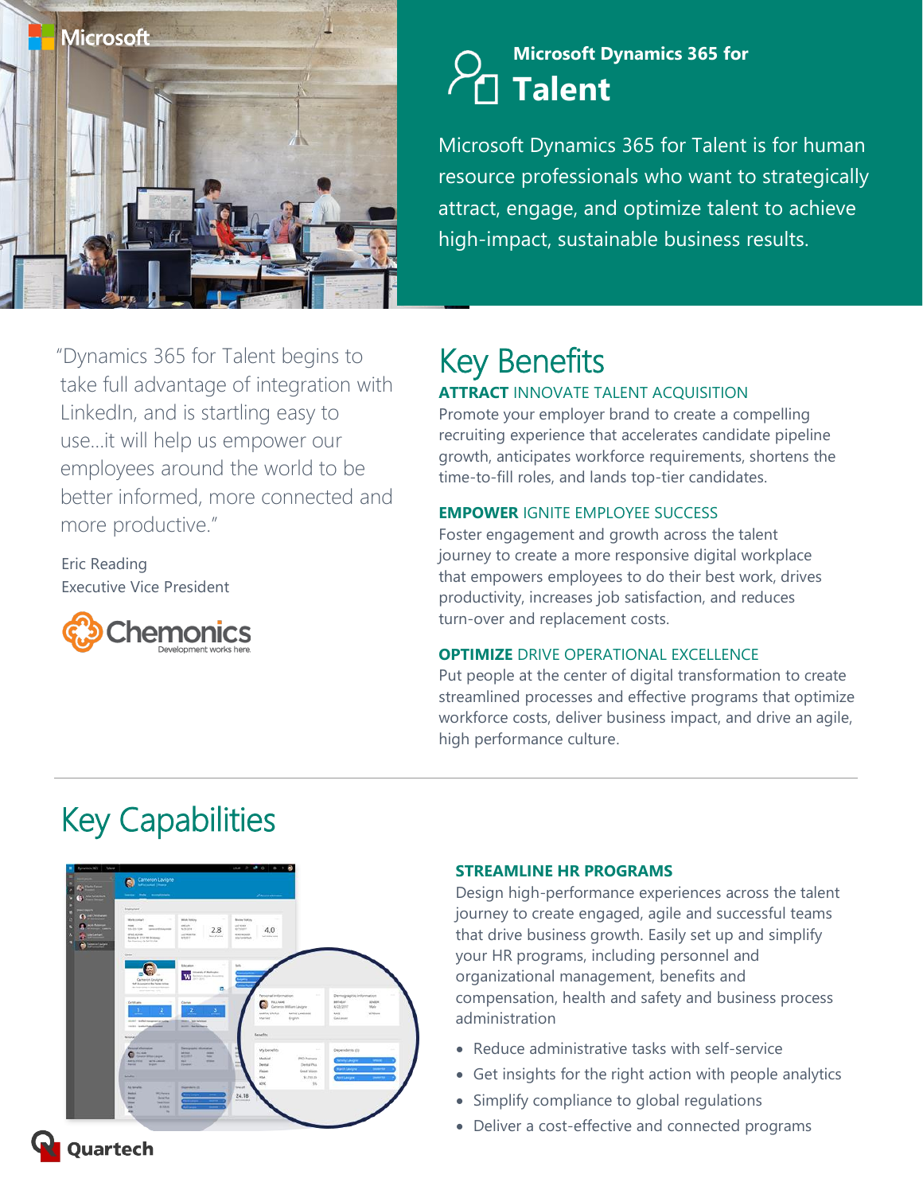Microsoft

## Microsoft Dynamics 365 for

# Talent

Microsoft Dynamics 365 for Talent is for human resource professionals who want to strategically attract, engage, and optimize talent to achieve high-impact, sustainable business results.

"Dynamics 365 for Talent begins to take full advantage of integration with LinkedIn, and is startling easy to use…it will help us empower our employees around the world to be better informed, more connected and more productive."

Eric Reading
Executive Vice President

Chemonics
Development works here.

## Key Benefits

### **ATTRACT** INNOVATE TALENT ACQUISITION

Promote your employer brand to create a compelling recruiting experience that accelerates candidate pipeline growth, anticipates workforce requirements, shortens the time-to-fill roles, and lands top-tier candidates.

### **EMPOWER** IGNITE EMPLOYEE SUCCESS

Foster engagement and growth across the talent journey to create a more responsive digital workplace that empowers employees to do their best work, drives productivity, increases job satisfaction, and reduces turn-over and replacement costs.

### **OPTIMIZE** DRIVE OPERATIONAL EXCELLENCE

Put people at the center of digital transformation to create streamlined processes and effective programs that optimize workforce costs, deliver business impact, and drive an agile, high performance culture.

## Key Capabilities

### STREAMLINE HR PROGRAMS

Design high-performance experiences across the talent journey to create engaged, agile and successful teams that drive business growth. Easily set up and simplify your HR programs, including personnel and organizational management, benefits and compensation, health and safety and business process administration

- Reduce administrative tasks with self-service
- Get insights for the right action with people analytics
- Simplify compliance to global regulations
- Deliver a cost-effective and connected programs

Quartech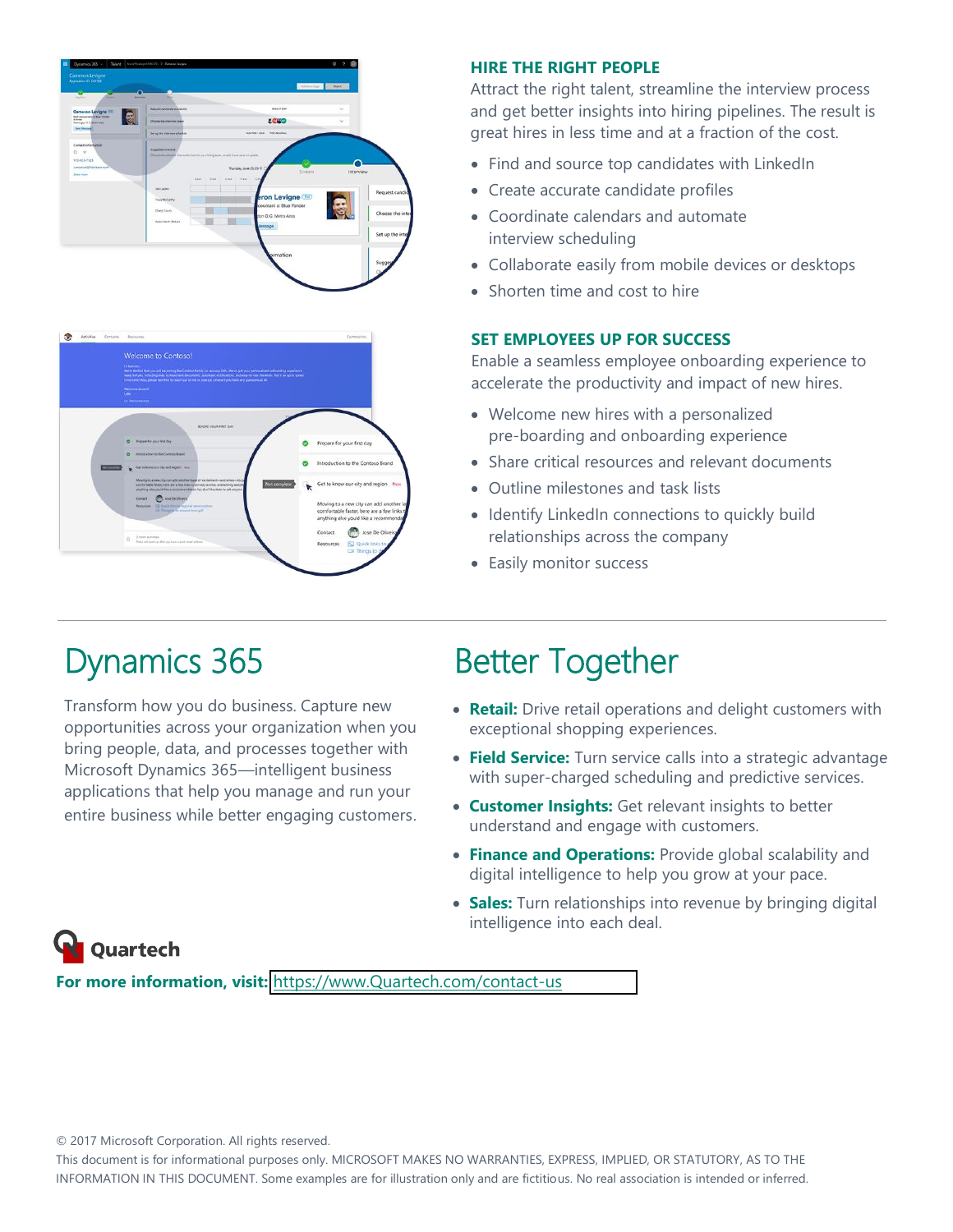## HIRE THE RIGHT PEOPLE

Attract the right talent, streamline the interview process and get better insights into hiring pipelines. The result is great hires in less time and at a fraction of the cost.

- Find and source top candidates with LinkedIn
- Create accurate candidate profiles
- Coordinate calendars and automate interview scheduling
- Collaborate easily from mobile devices or desktops
- Shorten time and cost to hire

## SET EMPLOYEES UP FOR SUCCESS

Enable a seamless employee onboarding experience to accelerate the productivity and impact of new hires.

- Welcome new hires with a personalized pre-boarding and onboarding experience
- Share critical resources and relevant documents
- Outline milestones and task lists
- Identify LinkedIn connections to quickly build relationships across the company
- Easily monitor success

# Dynamics 365

Transform how you do business. Capture new opportunities across your organization when you bring people, data, and processes together with Microsoft Dynamics 365—intelligent business applications that help you manage and run your entire business while better engaging customers.

# Better Together

- **Retail:** Drive retail operations and delight customers with exceptional shopping experiences.
- **Field Service:** Turn service calls into a strategic advantage with super-charged scheduling and predictive services.
- **Customer Insights:** Get relevant insights to better understand and engage with customers.
- **Finance and Operations:** Provide global scalability and digital intelligence to help you grow at your pace.
- **Sales:** Turn relationships into revenue by bringing digital intelligence into each deal.

Quartech

**For more information, visit:** https://www.Quartech.com/contact-us

© 2017 Microsoft Corporation. All rights reserved.

This document is for informational purposes only. MICROSOFT MAKES NO WARRANTIES, EXPRESS, IMPLIED, OR STATUTORY, AS TO THE INFORMATION IN THIS DOCUMENT. Some examples are for illustration only and are fictitious. No real association is intended or inferred.